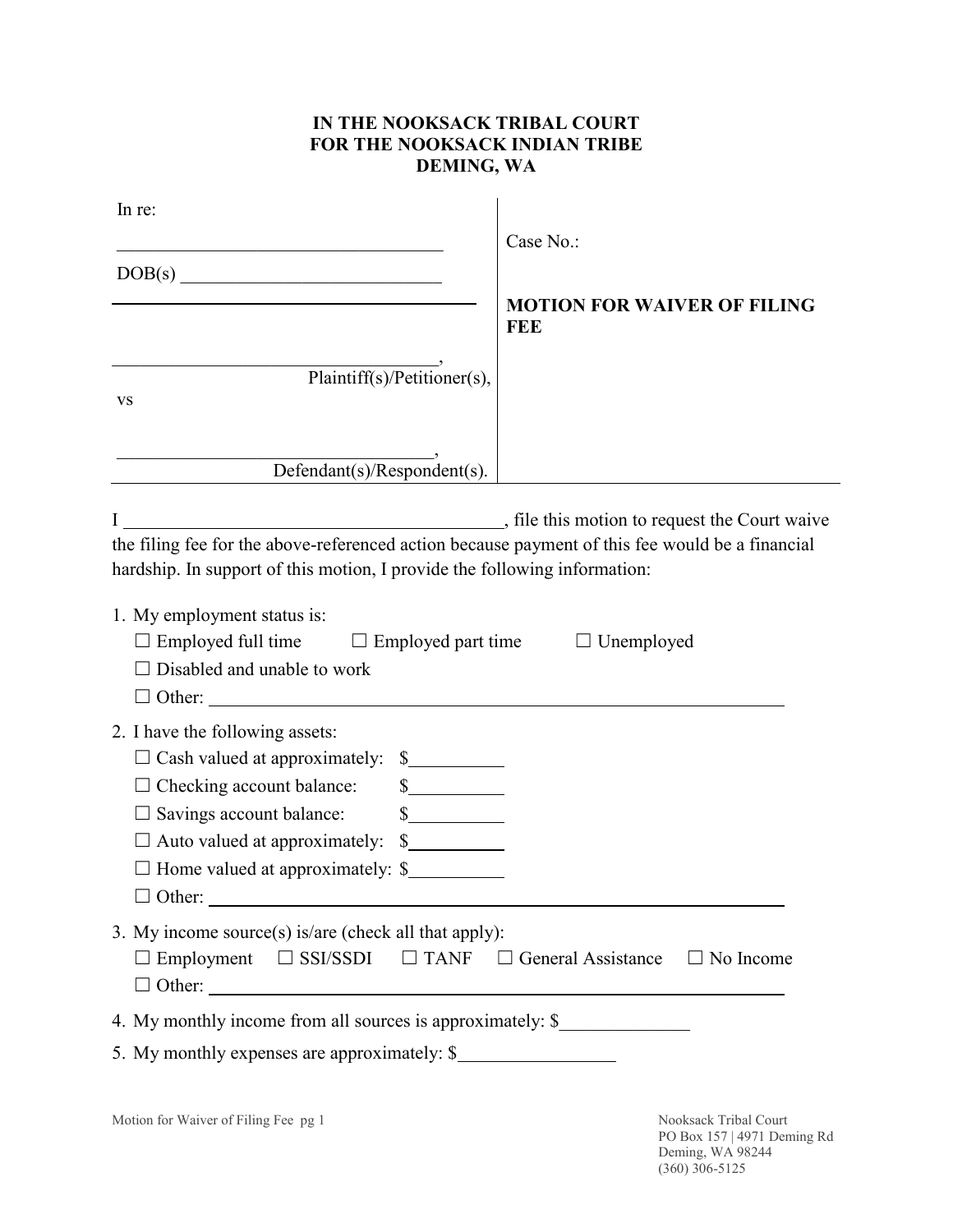**IN THE NOOKSACK TRIBAL COURT**
**FOR THE NOOKSACK INDIAN TRIBE**
**DEMING, WA**

| | |
|---|---|
| In re:<br><br>\_\_\_\_\_\_\_\_\_\_\_\_\_\_\_\_\_\_\_\_\_\_\_\_\_\_\_\_\_\_\_\_\_\_<br><br>DOB(s) \_\_\_\_\_\_\_\_\_\_\_\_\_\_\_\_\_\_\_\_\_\_\_\_\_\_\_<br><br>\_\_\_\_\_\_\_\_\_\_\_\_\_\_\_\_\_\_\_\_\_\_\_\_\_\_\_\_\_\_\_\_\_\_,<br>Plaintiff(s)/Petitioner(s),<br><br>vs<br><br>\_\_\_\_\_\_\_\_\_\_\_\_\_\_\_\_\_\_\_\_\_\_\_\_\_\_\_\_\_\_\_\_\_\_,<br>Defendant(s)/Respondent(s). | Case No.:<br><br>**MOTION FOR WAIVER OF FILING FEE** |

I \_\_\_\_\_\_\_\_\_\_\_\_\_\_\_\_\_\_\_\_\_\_\_\_\_\_\_\_\_\_\_\_\_\_\_\_\_\_\_\_, file this motion to request the Court waive the filing fee for the above-referenced action because payment of this fee would be a financial hardship. In support of this motion, I provide the following information:

1. My employment status is:
   ☐ Employed full time ☐ Employed part time ☐ Unemployed
   ☐ Disabled and unable to work
   ☐ Other: \_\_\_\_\_\_\_\_\_\_\_\_\_\_\_\_\_\_\_\_\_\_\_\_\_\_\_\_\_\_\_\_\_\_\_\_\_\_\_\_\_\_\_\_\_\_\_\_\_\_\_\_\_\_\_\_

2. I have the following assets:
   ☐ Cash valued at approximately: $\_\_\_\_\_\_\_\_\_\_
   ☐ Checking account balance: $\_\_\_\_\_\_\_\_\_\_
   ☐ Savings account balance: $\_\_\_\_\_\_\_\_\_\_
   ☐ Auto valued at approximately: $\_\_\_\_\_\_\_\_\_\_
   ☐ Home valued at approximately: $\_\_\_\_\_\_\_\_\_\_
   ☐ Other: \_\_\_\_\_\_\_\_\_\_\_\_\_\_\_\_\_\_\_\_\_\_\_\_\_\_\_\_\_\_\_\_\_\_\_\_\_\_\_\_\_\_\_\_\_\_\_\_\_\_\_\_\_\_\_\_

3. My income source(s) is/are (check all that apply):
   ☐ Employment ☐ SSI/SSDI ☐ TANF ☐ General Assistance ☐ No Income
   ☐ Other: \_\_\_\_\_\_\_\_\_\_\_\_\_\_\_\_\_\_\_\_\_\_\_\_\_\_\_\_\_\_\_\_\_\_\_\_\_\_\_\_\_\_\_\_\_\_\_\_\_\_\_\_\_\_\_\_

4. My monthly income from all sources is approximately: $\_\_\_\_\_\_\_\_\_\_\_\_\_\_

5. My monthly expenses are approximately: $\_\_\_\_\_\_\_\_\_\_\_\_\_\_\_\_

Nooksack Tribal Court
PO Box 157 | 4971 Deming Rd
Deming, WA 98244
(360) 306-5125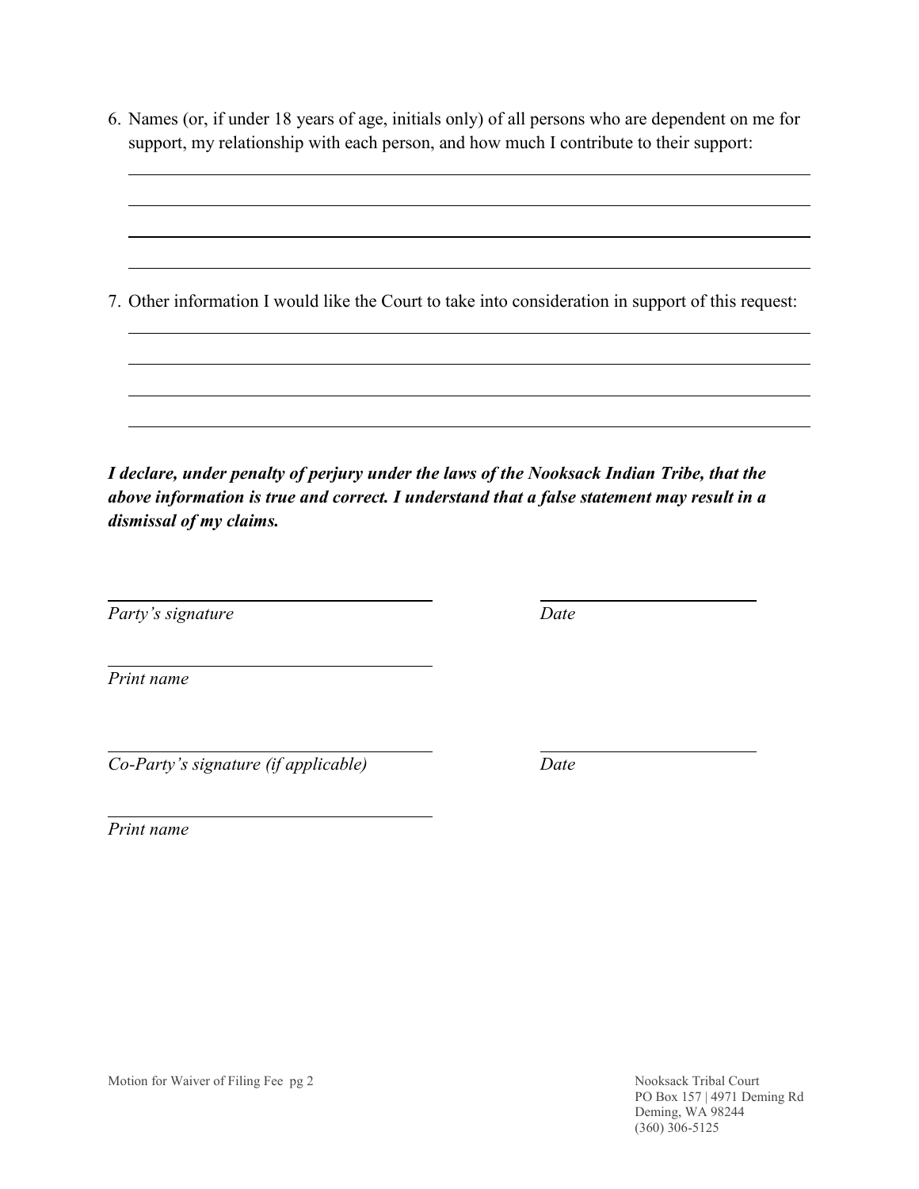6. Names (or, if under 18 years of age, initials only) of all persons who are dependent on me for support, my relationship with each person, and how much I contribute to their support:

\_\_\_\_\_\_\_\_\_\_\_\_\_\_\_\_\_\_\_\_\_\_\_\_\_\_\_\_\_\_\_\_\_\_\_\_\_\_\_\_\_\_\_\_\_\_\_\_\_\_\_\_\_\_\_\_\_\_\_\_\_\_\_\_\_\_\_\_\_\_

\_\_\_\_\_\_\_\_\_\_\_\_\_\_\_\_\_\_\_\_\_\_\_\_\_\_\_\_\_\_\_\_\_\_\_\_\_\_\_\_\_\_\_\_\_\_\_\_\_\_\_\_\_\_\_\_\_\_\_\_\_\_\_\_\_\_\_\_\_\_

\_\_\_\_\_\_\_\_\_\_\_\_\_\_\_\_\_\_\_\_\_\_\_\_\_\_\_\_\_\_\_\_\_\_\_\_\_\_\_\_\_\_\_\_\_\_\_\_\_\_\_\_\_\_\_\_\_\_\_\_\_\_\_\_\_\_\_\_\_\_

\_\_\_\_\_\_\_\_\_\_\_\_\_\_\_\_\_\_\_\_\_\_\_\_\_\_\_\_\_\_\_\_\_\_\_\_\_\_\_\_\_\_\_\_\_\_\_\_\_\_\_\_\_\_\_\_\_\_\_\_\_\_\_\_\_\_\_\_\_\_

7. Other information I would like the Court to take into consideration in support of this request:

\_\_\_\_\_\_\_\_\_\_\_\_\_\_\_\_\_\_\_\_\_\_\_\_\_\_\_\_\_\_\_\_\_\_\_\_\_\_\_\_\_\_\_\_\_\_\_\_\_\_\_\_\_\_\_\_\_\_\_\_\_\_\_\_\_\_\_\_\_\_

\_\_\_\_\_\_\_\_\_\_\_\_\_\_\_\_\_\_\_\_\_\_\_\_\_\_\_\_\_\_\_\_\_\_\_\_\_\_\_\_\_\_\_\_\_\_\_\_\_\_\_\_\_\_\_\_\_\_\_\_\_\_\_\_\_\_\_\_\_\_

\_\_\_\_\_\_\_\_\_\_\_\_\_\_\_\_\_\_\_\_\_\_\_\_\_\_\_\_\_\_\_\_\_\_\_\_\_\_\_\_\_\_\_\_\_\_\_\_\_\_\_\_\_\_\_\_\_\_\_\_\_\_\_\_\_\_\_\_\_\_

\_\_\_\_\_\_\_\_\_\_\_\_\_\_\_\_\_\_\_\_\_\_\_\_\_\_\_\_\_\_\_\_\_\_\_\_\_\_\_\_\_\_\_\_\_\_\_\_\_\_\_\_\_\_\_\_\_\_\_\_\_\_\_\_\_\_\_\_\_\_

***I declare, under penalty of perjury under the laws of the Nooksack Indian Tribe, that the above information is true and correct. I understand that a false statement may result in a dismissal of my claims.***

\_\_\_\_\_\_\_\_\_\_\_\_\_\_\_\_\_\_\_\_\_\_\_\_\_\_\_\_\_\_\_\_\_\_ \_\_\_\_\_\_\_\_\_\_\_\_\_\_\_\_\_\_\_\_\_\_
*Party's signature* *Date*

\_\_\_\_\_\_\_\_\_\_\_\_\_\_\_\_\_\_\_\_\_\_\_\_\_\_\_\_\_\_\_\_\_\_
*Print name*

\_\_\_\_\_\_\_\_\_\_\_\_\_\_\_\_\_\_\_\_\_\_\_\_\_\_\_\_\_\_\_\_\_\_ \_\_\_\_\_\_\_\_\_\_\_\_\_\_\_\_\_\_\_\_\_\_
*Co-Party's signature (if applicable)* *Date*

\_\_\_\_\_\_\_\_\_\_\_\_\_\_\_\_\_\_\_\_\_\_\_\_\_\_\_\_\_\_\_\_\_\_
*Print name*

Motion for Waiver of Filing Fee pg 2

Nooksack Tribal Court
PO Box 157 | 4971 Deming Rd
Deming, WA 98244
(360) 306-5125